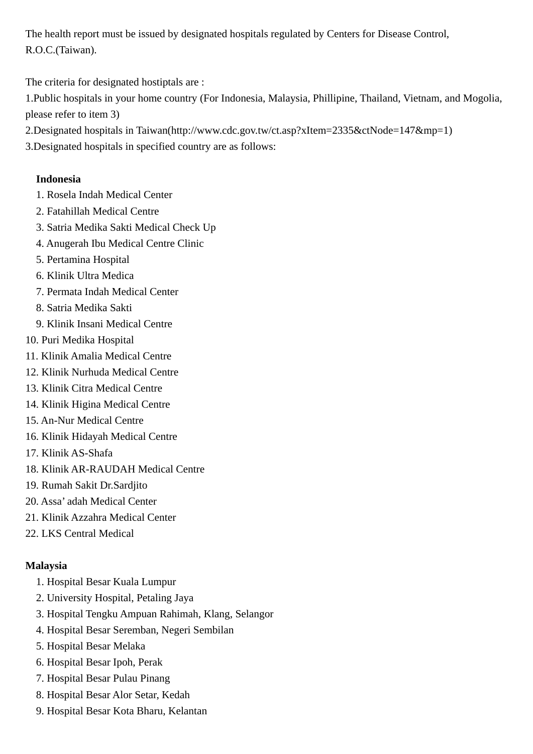The health report must be issued by designated hospitals regulated by Centers for Disease Control, R.O.C.(Taiwan).

The criteria for designated hostiptals are :

1.Public hospitals in your home country (For Indonesia, Malaysia, Phillipine, Thailand, Vietnam, and Mogolia, please refer to item 3)

2.Designated hospitals in Taiwan(http://www.cdc.gov.tw/ct.asp?xItem=2335&ctNode=147&mp=1)

3.Designated hospitals in specified country are as follows:

**Indonesia**

1. Rosela Indah Medical Center
2. Fatahillah Medical Centre
3. Satria Medika Sakti Medical Check Up
4. Anugerah Ibu Medical Centre Clinic
5. Pertamina Hospital
6. Klinik Ultra Medica
7. Permata Indah Medical Center
8. Satria Medika Sakti
9. Klinik Insani Medical Centre
10. Puri Medika Hospital
11. Klinik Amalia Medical Centre
12. Klinik Nurhuda Medical Centre
13. Klinik Citra Medical Centre
14. Klinik Higina Medical Centre
15. An-Nur Medical Centre
16. Klinik Hidayah Medical Centre
17. Klinik AS-Shafa
18. Klinik AR-RAUDAH Medical Centre
19. Rumah Sakit Dr.Sardjito
20. Assa' adah Medical Center
21. Klinik Azzahra Medical Center
22. LKS Central Medical

**Malaysia**

1. Hospital Besar Kuala Lumpur
2. University Hospital, Petaling Jaya
3. Hospital Tengku Ampuan Rahimah, Klang, Selangor
4. Hospital Besar Seremban, Negeri Sembilan
5. Hospital Besar Melaka
6. Hospital Besar Ipoh, Perak
7. Hospital Besar Pulau Pinang
8. Hospital Besar Alor Setar, Kedah
9. Hospital Besar Kota Bharu, Kelantan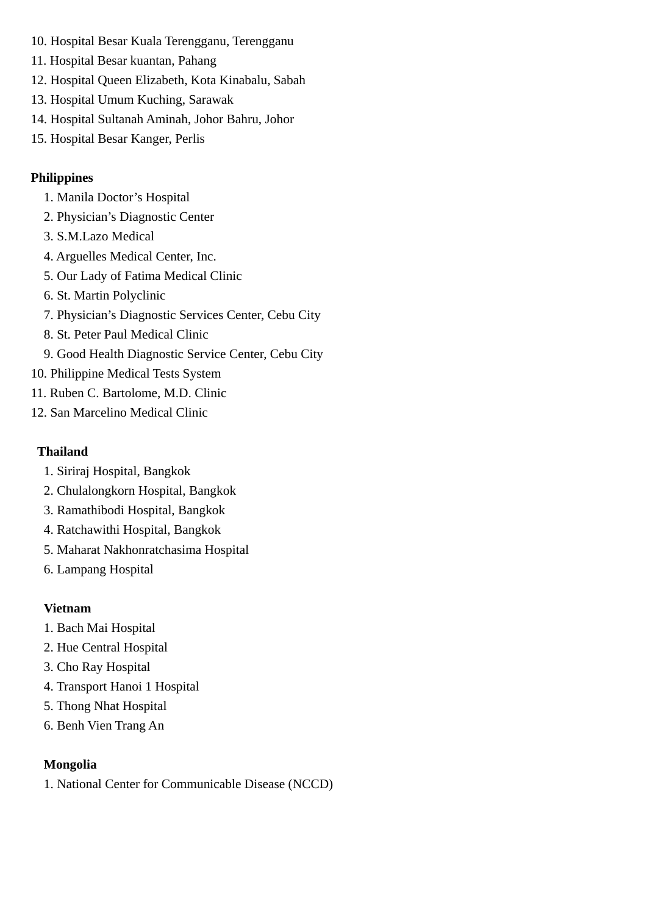10. Hospital Besar Kuala Terengganu, Terengganu
11. Hospital Besar kuantan, Pahang
12. Hospital Queen Elizabeth, Kota Kinabalu, Sabah
13. Hospital Umum Kuching, Sarawak
14. Hospital Sultanah Aminah, Johor Bahru, Johor
15. Hospital Besar Kanger, Perlis

**Philippines**

1. Manila Doctor's Hospital
2. Physician's Diagnostic Center
3. S.M.Lazo Medical
4. Arguelles Medical Center, Inc.
5. Our Lady of Fatima Medical Clinic
6. St. Martin Polyclinic
7. Physician's Diagnostic Services Center, Cebu City
8. St. Peter Paul Medical Clinic
9. Good Health Diagnostic Service Center, Cebu City
10. Philippine Medical Tests System
11. Ruben C. Bartolome, M.D. Clinic
12. San Marcelino Medical Clinic

**Thailand**

1. Siriraj Hospital, Bangkok
2. Chulalongkorn Hospital, Bangkok
3. Ramathibodi Hospital, Bangkok
4. Ratchawithi Hospital, Bangkok
5. Maharat Nakhonratchasima Hospital
6. Lampang Hospital

**Vietnam**

1. Bach Mai Hospital
2. Hue Central Hospital
3. Cho Ray Hospital
4. Transport Hanoi 1 Hospital
5. Thong Nhat Hospital
6. Benh Vien Trang An

**Mongolia**

1. National Center for Communicable Disease (NCCD)